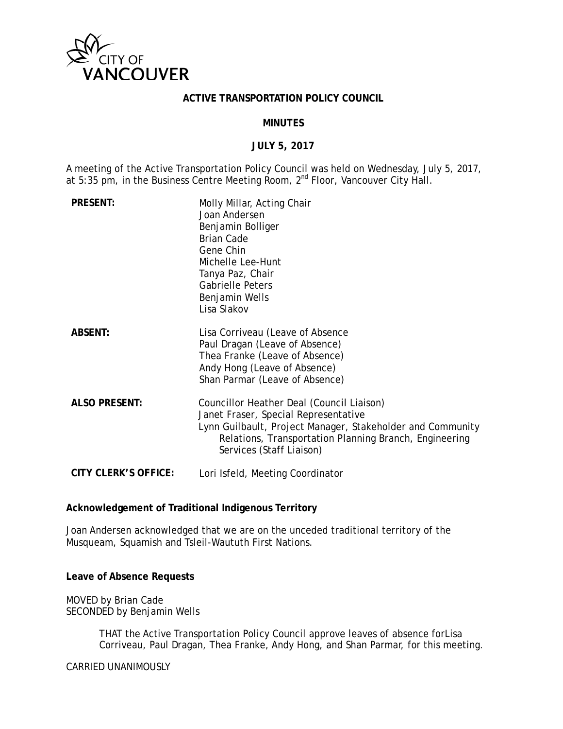CITY OF VANCOUVER

# ACTIVE TRANSPORTATION POLICY COUNCIL

## MINUTES

## JULY 5, 2017

A meeting of the Active Transportation Policy Council was held on Wednesday, July 5, 2017, at 5:35 pm, in the Business Centre Meeting Room, 2nd Floor, Vancouver City Hall.

| | |
|---|---|
| **PRESENT:** | Molly Millar, Acting Chair<br>Joan Andersen<br>Benjamin Bolliger<br>Brian Cade<br>Gene Chin<br>Michelle Lee-Hunt<br>Tanya Paz, Chair<br>Gabrielle Peters<br>Benjamin Wells<br>Lisa Slakov |
| **ABSENT:** | Lisa Corriveau (Leave of Absence<br>Paul Dragan (Leave of Absence)<br>Thea Franke (Leave of Absence)<br>Andy Hong (Leave of Absence)<br>Shan Parmar (Leave of Absence) |
| **ALSO PRESENT:** | Councillor Heather Deal (Council Liaison)<br>Janet Fraser, Special Representative<br>Lynn Guilbault, Project Manager, Stakeholder and Community Relations, Transportation Planning Branch, Engineering Services (Staff Liaison) |
| **CITY CLERK'S OFFICE:** | Lori Isfeld, Meeting Coordinator |

**Acknowledgement of Traditional Indigenous Territory**

Joan Andersen acknowledged that we are on the unceded traditional territory of the Musqueam, Squamish and Tsleil-Waututh First Nations.

**Leave of Absence Requests**

MOVED by Brian Cade
SECONDED by Benjamin Wells

> THAT the Active Transportation Policy Council approve leaves of absence forLisa Corriveau, Paul Dragan, Thea Franke, Andy Hong, and Shan Parmar, for this meeting.

CARRIED UNANIMOUSLY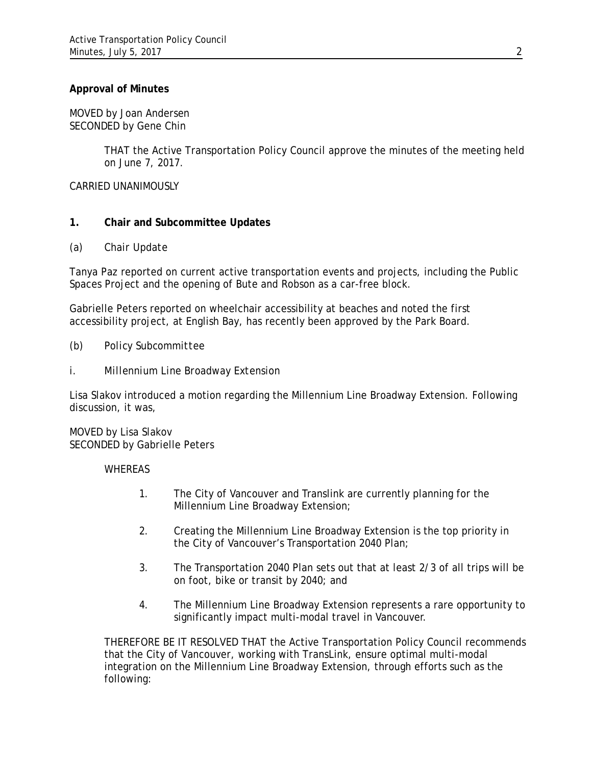**Approval of Minutes**

MOVED by Joan Andersen
SECONDED by Gene Chin

> THAT the Active Transportation Policy Council approve the minutes of the meeting held on June 7, 2017.

CARRIED UNANIMOUSLY

**1. Chair and Subcommittee Updates**

(a) *Chair Update*

Tanya Paz reported on current active transportation events and projects, including the Public Spaces Project and the opening of Bute and Robson as a car-free block.

Gabrielle Peters reported on wheelchair accessibility at beaches and noted the first accessibility project, at English Bay, has recently been approved by the Park Board.

(b) *Policy Subcommittee*

i. *Millennium Line Broadway Extension*

Lisa Slakov introduced a motion regarding the Millennium Line Broadway Extension. Following discussion, it was,

MOVED by Lisa Slakov
SECONDED by Gabrielle Peters

> WHEREAS
>
> 1. The City of Vancouver and Translink are currently planning for the Millennium Line Broadway Extension;
> 2. Creating the Millennium Line Broadway Extension is the top priority in the City of Vancouver's Transportation 2040 Plan;
> 3. The Transportation 2040 Plan sets out that at least 2/3 of all trips will be on foot, bike or transit by 2040; and
> 4. The Millennium Line Broadway Extension represents a rare opportunity to significantly impact multi-modal travel in Vancouver.
>
> THEREFORE BE IT RESOLVED THAT the Active Transportation Policy Council recommends that the City of Vancouver, working with TransLink, ensure optimal multi-modal integration on the Millennium Line Broadway Extension, through efforts such as the following: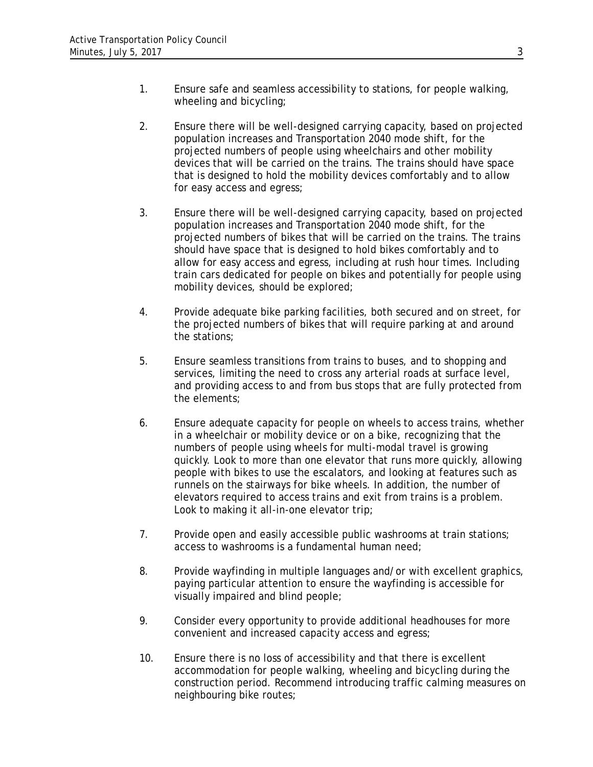1. Ensure safe and seamless accessibility to stations, for people walking, wheeling and bicycling;

2. Ensure there will be well-designed carrying capacity, based on projected population increases and Transportation 2040 mode shift, for the projected numbers of people using wheelchairs and other mobility devices that will be carried on the trains. The trains should have space that is designed to hold the mobility devices comfortably and to allow for easy access and egress;

3. Ensure there will be well-designed carrying capacity, based on projected population increases and Transportation 2040 mode shift, for the projected numbers of bikes that will be carried on the trains. The trains should have space that is designed to hold bikes comfortably and to allow for easy access and egress, including at rush hour times. Including train cars dedicated for people on bikes and potentially for people using mobility devices, should be explored;

4. Provide adequate bike parking facilities, both secured and on street, for the projected numbers of bikes that will require parking at and around the stations;

5. Ensure seamless transitions from trains to buses, and to shopping and services, limiting the need to cross any arterial roads at surface level, and providing access to and from bus stops that are fully protected from the elements;

6. Ensure adequate capacity for people on wheels to access trains, whether in a wheelchair or mobility device or on a bike, recognizing that the numbers of people using wheels for multi-modal travel is growing quickly. Look to more than one elevator that runs more quickly, allowing people with bikes to use the escalators, and looking at features such as runnels on the stairways for bike wheels. In addition, the number of elevators required to access trains and exit from trains is a problem. Look to making it all-in-one elevator trip;

7. Provide open and easily accessible public washrooms at train stations; access to washrooms is a fundamental human need;

8. Provide wayfinding in multiple languages and/or with excellent graphics, paying particular attention to ensure the wayfinding is accessible for visually impaired and blind people;

9. Consider every opportunity to provide additional headhouses for more convenient and increased capacity access and egress;

10. Ensure there is no loss of accessibility and that there is excellent accommodation for people walking, wheeling and bicycling during the construction period. Recommend introducing traffic calming measures on neighbouring bike routes;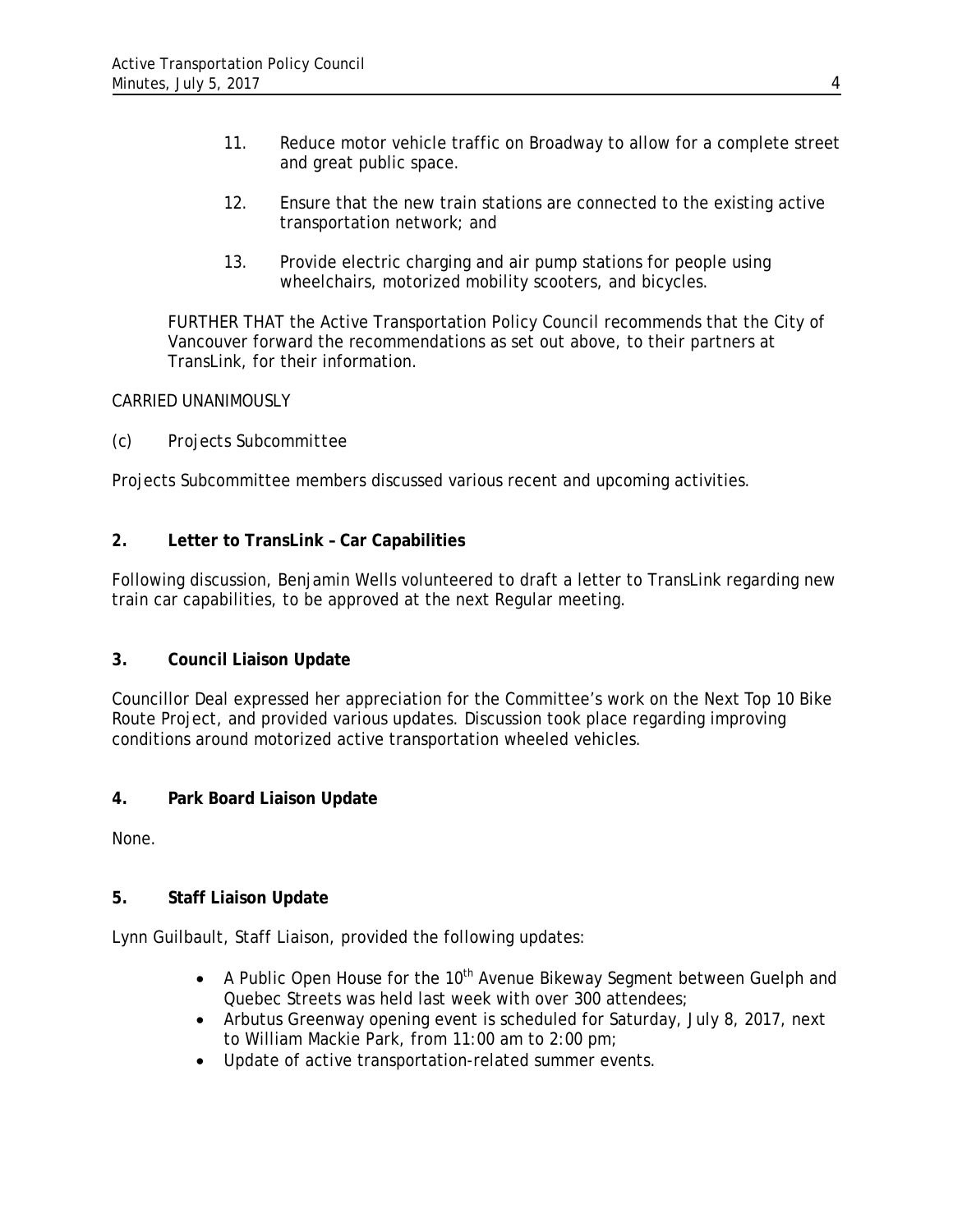11. Reduce motor vehicle traffic on Broadway to allow for a complete street and great public space.

12. Ensure that the new train stations are connected to the existing active transportation network; and

13. Provide electric charging and air pump stations for people using wheelchairs, motorized mobility scooters, and bicycles.

FURTHER THAT the Active Transportation Policy Council recommends that the City of Vancouver forward the recommendations as set out above, to their partners at TransLink, for their information.

CARRIED UNANIMOUSLY

(c) *Projects Subcommittee*

Projects Subcommittee members discussed various recent and upcoming activities.

**2. Letter to TransLink – Car Capabilities**

Following discussion, Benjamin Wells volunteered to draft a letter to TransLink regarding new train car capabilities, to be approved at the next Regular meeting.

**3. Council Liaison Update**

Councillor Deal expressed her appreciation for the Committee's work on the Next Top 10 Bike Route Project, and provided various updates. Discussion took place regarding improving conditions around motorized active transportation wheeled vehicles.

**4. Park Board Liaison Update**

None.

**5. Staff Liaison Update**

Lynn Guilbault, Staff Liaison, provided the following updates:

- A Public Open House for the 10th Avenue Bikeway Segment between Guelph and Quebec Streets was held last week with over 300 attendees;
- Arbutus Greenway opening event is scheduled for Saturday, July 8, 2017, next to William Mackie Park, from 11:00 am to 2:00 pm;
- Update of active transportation-related summer events.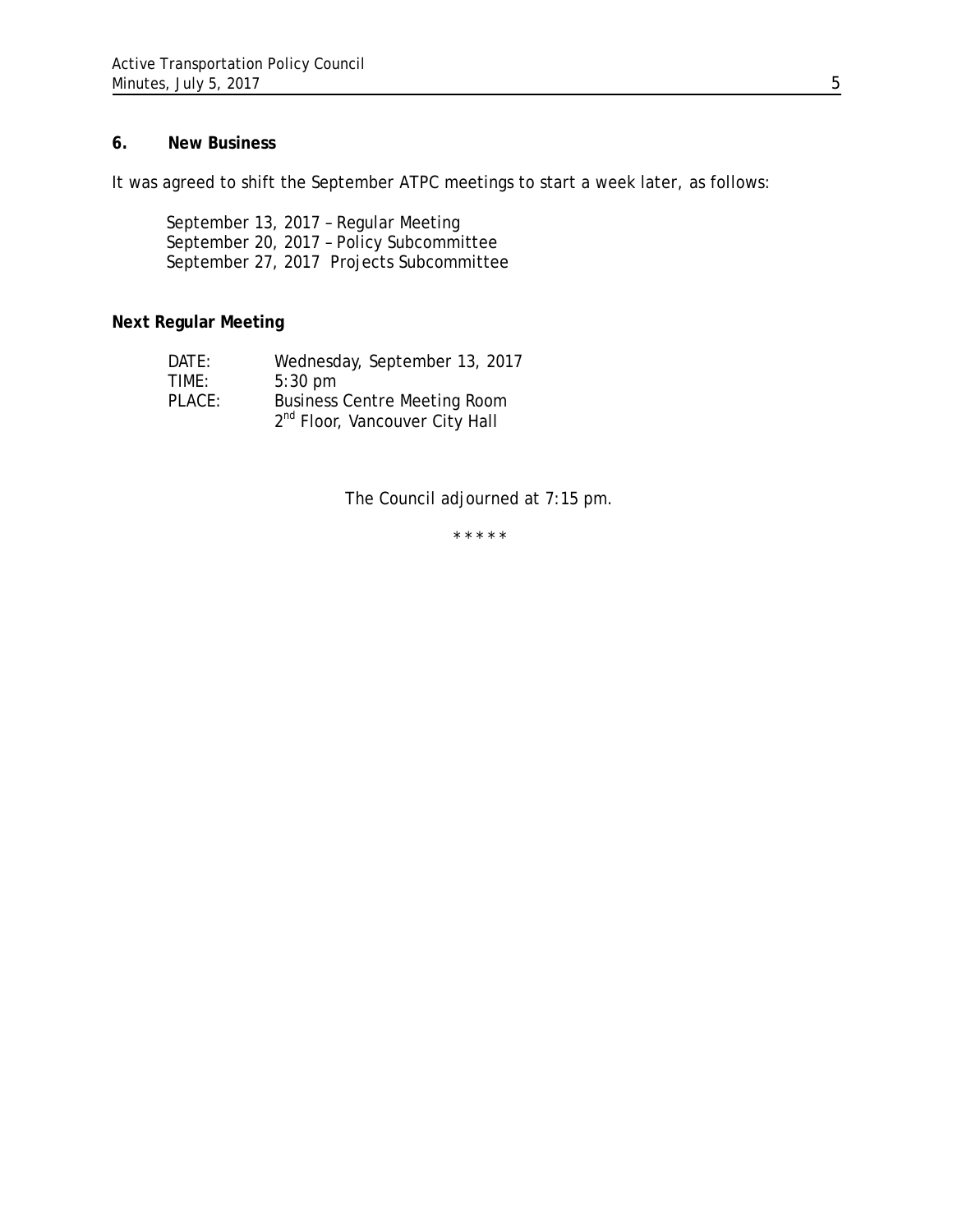## 6. New Business

It was agreed to shift the September ATPC meetings to start a week later, as follows:

September 13, 2017 – Regular Meeting
September 20, 2017 – Policy Subcommittee
September 27, 2017 Projects Subcommittee

**Next Regular Meeting**

| | |
|---|---|
| DATE: | Wednesday, September 13, 2017 |
| TIME: | 5:30 pm |
| PLACE: | Business Centre Meeting Room<br>2nd Floor, Vancouver City Hall |

The Council adjourned at 7:15 pm.

\* \* \* \* \*